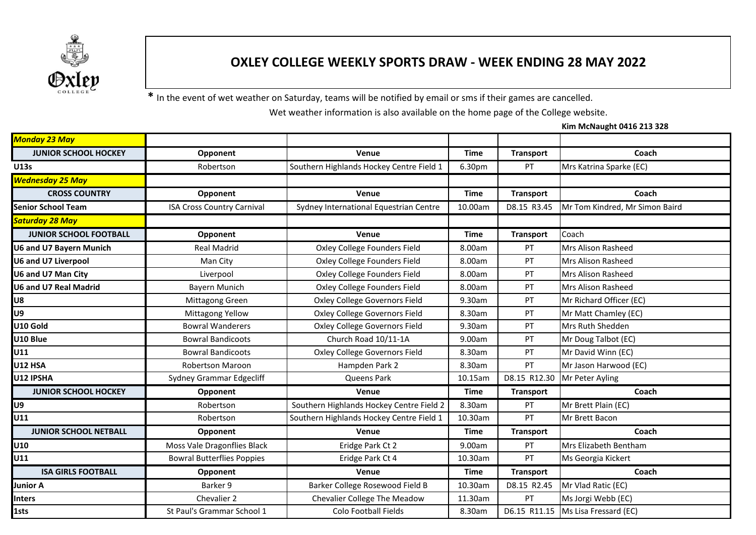# OXLEY COLLEGE WEEKLY SPORTS DRAW - WEEK ENDING 28 MAY 2022

**\*** In the event of wet weather on Saturday, teams will be notified by email or sms if their games are cancelled.

Wet weather information is also available on the home page of the College website.

**Kim McNaught 0416 213 328**

| ***Monday 23 May*** | | | | | |
|---|---|---|---|---|---|
| **JUNIOR SCHOOL HOCKEY** | **Opponent** | **Venue** | **Time** | **Transport** | **Coach** |
| **U13s** | Robertson | Southern Highlands Hockey Centre Field 1 | 6.30pm | PT | Mrs Katrina Sparke (EC) |
| ***Wednesday 25 May*** | | | | | |
| **CROSS COUNTRY** | **Opponent** | **Venue** | **Time** | **Transport** | **Coach** |
| **Senior School Team** | ISA Cross Country Carnival | Sydney International Equestrian Centre | 10.00am | D8.15 R3.45 | Mr Tom Kindred, Mr Simon Baird |
| ***Saturday 28 May*** | | | | | |
| **JUNIOR SCHOOL FOOTBALL** | **Opponent** | **Venue** | **Time** | **Transport** | Coach |
| **U6 and U7 Bayern Munich** | Real Madrid | Oxley College Founders Field | 8.00am | PT | Mrs Alison Rasheed |
| **U6 and U7 Liverpool** | Man City | Oxley College Founders Field | 8.00am | PT | Mrs Alison Rasheed |
| **U6 and U7 Man City** | Liverpool | Oxley College Founders Field | 8.00am | PT | Mrs Alison Rasheed |
| **U6 and U7 Real Madrid** | Bayern Munich | Oxley College Founders Field | 8.00am | PT | Mrs Alison Rasheed |
| **U8** | Mittagong Green | Oxley College Governors Field | 9.30am | PT | Mr Richard Officer (EC) |
| **U9** | Mittagong Yellow | Oxley College Governors Field | 8.30am | PT | Mr Matt Chamley (EC) |
| **U10 Gold** | Bowral Wanderers | Oxley College Governors Field | 9.30am | PT | Mrs Ruth Shedden |
| **U10 Blue** | Bowral Bandicoots | Church Road 10/11-1A | 9.00am | PT | Mr Doug Talbot (EC) |
| **U11** | Bowral Bandicoots | Oxley College Governors Field | 8.30am | PT | Mr David Winn (EC) |
| **U12 HSA** | Robertson Maroon | Hampden Park 2 | 8.30am | PT | Mr Jason Harwood (EC) |
| **U12 IPSHA** | Sydney Grammar Edgecliff | Queens Park | 10.15am | D8.15 R12.30 | Mr Peter Ayling |
| **JUNIOR SCHOOL HOCKEY** | **Opponent** | **Venue** | **Time** | **Transport** | **Coach** |
| **U9** | Robertson | Southern Highlands Hockey Centre Field 2 | 8.30am | PT | Mr Brett Plain (EC) |
| **U11** | Robertson | Southern Highlands Hockey Centre Field 1 | 10.30am | PT | Mr Brett Bacon |
| **JUNIOR SCHOOL NETBALL** | **Opponent** | **Venue** | **Time** | **Transport** | **Coach** |
| **U10** | Moss Vale Dragonflies Black | Eridge Park Ct 2 | 9.00am | PT | Mrs Elizabeth Bentham |
| **U11** | Bowral Butterflies Poppies | Eridge Park Ct 4 | 10.30am | PT | Ms Georgia Kickert |
| **ISA GIRLS FOOTBALL** | **Opponent** | **Venue** | **Time** | **Transport** | **Coach** |
| **Junior A** | Barker 9 | Barker College Rosewood Field B | 10.30am | D8.15 R2.45 | Mr Vlad Ratic (EC) |
| **Inters** | Chevalier 2 | Chevalier College The Meadow | 11.30am | PT | Ms Jorgi Webb (EC) |
| **1sts** | St Paul's Grammar School 1 | Colo Football Fields | 8.30am | D6.15 R11.15 | Ms Lisa Fressard (EC) |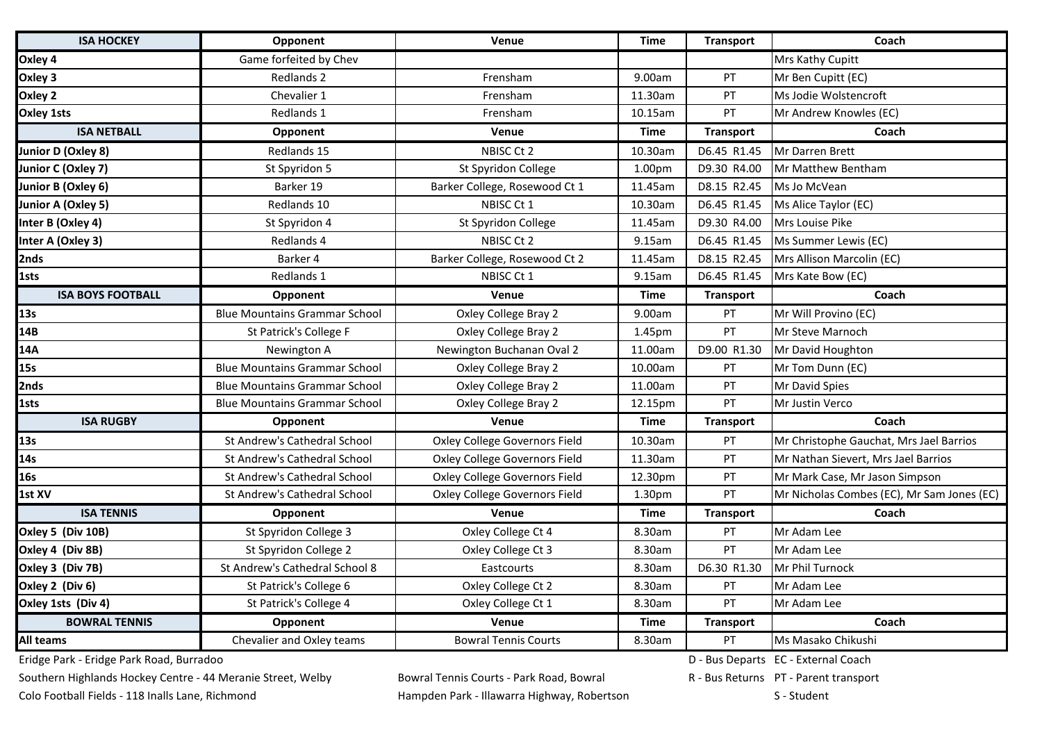| ISA HOCKEY | Opponent | Venue | Time | Transport | Coach |
|---|---|---|---|---|---|
| **Oxley 4** | Game forfeited by Chev | | | | Mrs Kathy Cupitt |
| **Oxley 3** | Redlands 2 | Frensham | 9.00am | PT | Mr Ben Cupitt (EC) |
| **Oxley 2** | Chevalier 1 | Frensham | 11.30am | PT | Ms Jodie Wolstencroft |
| **Oxley 1sts** | Redlands 1 | Frensham | 10.15am | PT | Mr Andrew Knowles (EC) |
| **ISA NETBALL** | **Opponent** | **Venue** | **Time** | **Transport** | **Coach** |
| **Junior D (Oxley 8)** | Redlands 15 | NBISC Ct 2 | 10.30am | D6.45 R1.45 | Mr Darren Brett |
| **Junior C (Oxley 7)** | St Spyridon 5 | St Spyridon College | 1.00pm | D9.30 R4.00 | Mr Matthew Bentham |
| **Junior B (Oxley 6)** | Barker 19 | Barker College, Rosewood Ct 1 | 11.45am | D8.15 R2.45 | Ms Jo McVean |
| **Junior A (Oxley 5)** | Redlands 10 | NBISC Ct 1 | 10.30am | D6.45 R1.45 | Ms Alice Taylor (EC) |
| **Inter B (Oxley 4)** | St Spyridon 4 | St Spyridon College | 11.45am | D9.30 R4.00 | Mrs Louise Pike |
| **Inter A (Oxley 3)** | Redlands 4 | NBISC Ct 2 | 9.15am | D6.45 R1.45 | Ms Summer Lewis (EC) |
| **2nds** | Barker 4 | Barker College, Rosewood Ct 2 | 11.45am | D8.15 R2.45 | Mrs Allison Marcolin (EC) |
| **1sts** | Redlands 1 | NBISC Ct 1 | 9.15am | D6.45 R1.45 | Mrs Kate Bow (EC) |
| **ISA BOYS FOOTBALL** | **Opponent** | **Venue** | **Time** | **Transport** | **Coach** |
| **13s** | Blue Mountains Grammar School | Oxley College Bray 2 | 9.00am | PT | Mr Will Provino (EC) |
| **14B** | St Patrick's College F | Oxley College Bray 2 | 1.45pm | PT | Mr Steve Marnoch |
| **14A** | Newington A | Newington Buchanan Oval 2 | 11.00am | D9.00 R1.30 | Mr David Houghton |
| **15s** | Blue Mountains Grammar School | Oxley College Bray 2 | 10.00am | PT | Mr Tom Dunn (EC) |
| **2nds** | Blue Mountains Grammar School | Oxley College Bray 2 | 11.00am | PT | Mr David Spies |
| **1sts** | Blue Mountains Grammar School | Oxley College Bray 2 | 12.15pm | PT | Mr Justin Verco |
| **ISA RUGBY** | **Opponent** | **Venue** | **Time** | **Transport** | **Coach** |
| **13s** | St Andrew's Cathedral School | Oxley College Governors Field | 10.30am | PT | Mr Christophe Gauchat, Mrs Jael Barrios |
| **14s** | St Andrew's Cathedral School | Oxley College Governors Field | 11.30am | PT | Mr Nathan Sievert, Mrs Jael Barrios |
| **16s** | St Andrew's Cathedral School | Oxley College Governors Field | 12.30pm | PT | Mr Mark Case, Mr Jason Simpson |
| **1st XV** | St Andrew's Cathedral School | Oxley College Governors Field | 1.30pm | PT | Mr Nicholas Combes (EC), Mr Sam Jones (EC) |
| **ISA TENNIS** | **Opponent** | **Venue** | **Time** | **Transport** | **Coach** |
| **Oxley 5 (Div 10B)** | St Spyridon College 3 | Oxley College Ct 4 | 8.30am | PT | Mr Adam Lee |
| **Oxley 4 (Div 8B)** | St Spyridon College 2 | Oxley College Ct 3 | 8.30am | PT | Mr Adam Lee |
| **Oxley 3 (Div 7B)** | St Andrew's Cathedral School 8 | Eastcourts | 8.30am | D6.30 R1.30 | Mr Phil Turnock |
| **Oxley 2 (Div 6)** | St Patrick's College 6 | Oxley College Ct 2 | 8.30am | PT | Mr Adam Lee |
| **Oxley 1sts (Div 4)** | St Patrick's College 4 | Oxley College Ct 1 | 8.30am | PT | Mr Adam Lee |
| **BOWRAL TENNIS** | **Opponent** | **Venue** | **Time** | **Transport** | **Coach** |
| **All teams** | Chevalier and Oxley teams | Bowral Tennis Courts | 8.30am | PT | Ms Masako Chikushi |

Eridge Park - Eridge Park Road, Burradoo

Southern Highlands Hockey Centre - 44 Meranie Street, Welby

Colo Football Fields - 118 Inalls Lane, Richmond

Bowral Tennis Courts - Park Road, Bowral

Hampden Park - Illawarra Highway, Robertson

D - Bus Departs

R - Bus Returns

EC - External Coach

PT - Parent transport

S - Student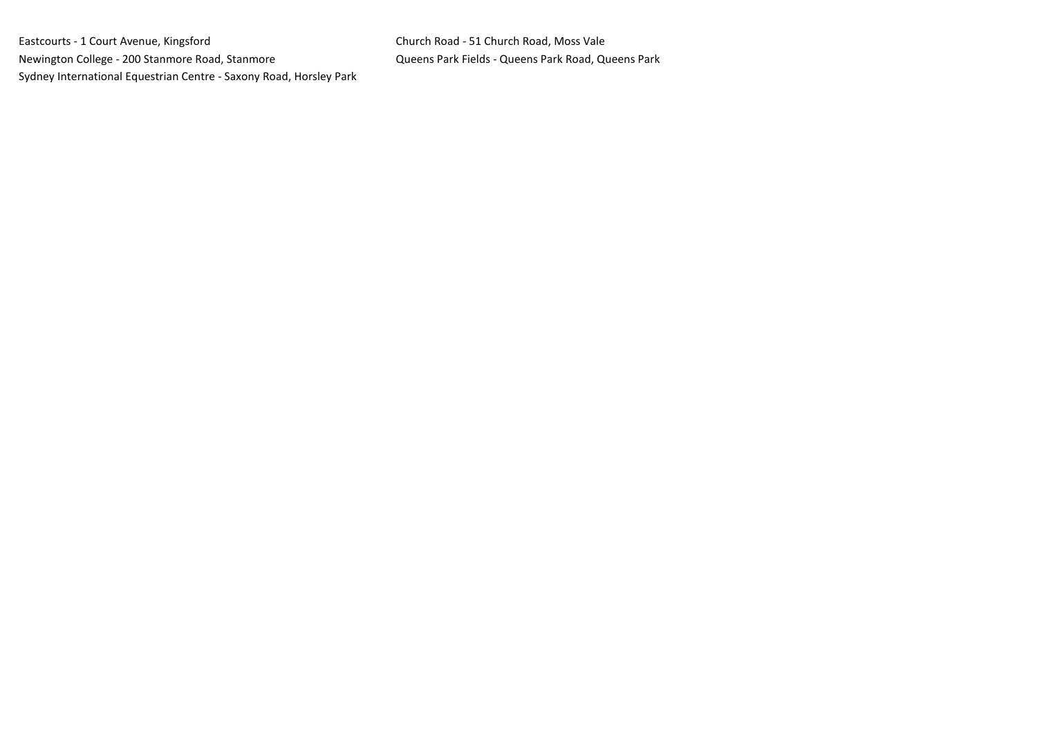Eastcourts - 1 Court Avenue, Kingsford

Newington College - 200 Stanmore Road, Stanmore

Sydney International Equestrian Centre - Saxony Road, Horsley Park

Church Road - 51 Church Road, Moss Vale

Queens Park Fields - Queens Park Road, Queens Park